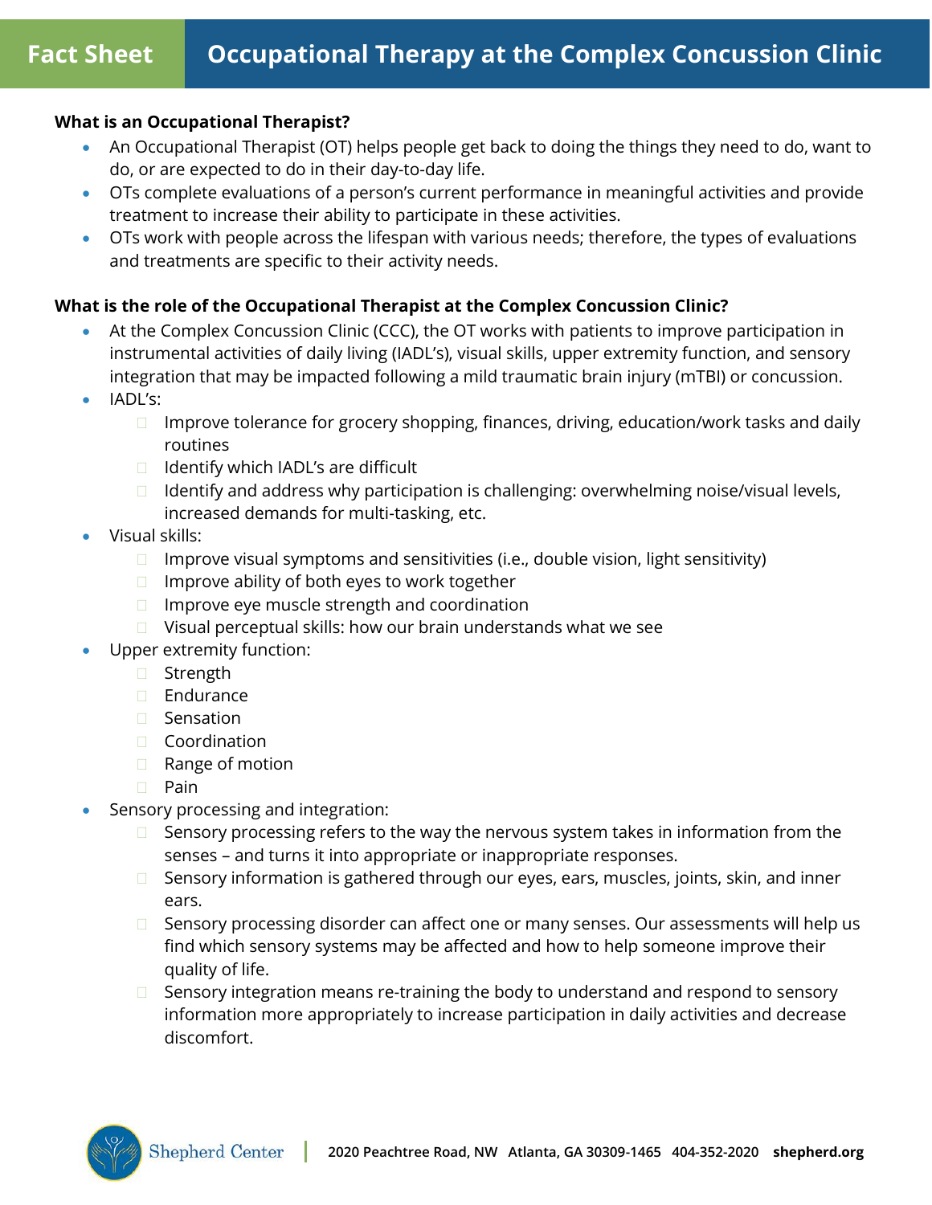# Fact Sheet — Occupational Therapy at the Complex Concussion Clinic

**What is an Occupational Therapist?**

- An Occupational Therapist (OT) helps people get back to doing the things they need to do, want to do, or are expected to do in their day-to-day life.
- OTs complete evaluations of a person's current performance in meaningful activities and provide treatment to increase their ability to participate in these activities.
- OTs work with people across the lifespan with various needs; therefore, the types of evaluations and treatments are specific to their activity needs.

**What is the role of the Occupational Therapist at the Complex Concussion Clinic?**

- At the Complex Concussion Clinic (CCC), the OT works with patients to improve participation in instrumental activities of daily living (IADL's), visual skills, upper extremity function, and sensory integration that may be impacted following a mild traumatic brain injury (mTBI) or concussion.
- IADL's:
  - Improve tolerance for grocery shopping, finances, driving, education/work tasks and daily routines
  - Identify which IADL's are difficult
  - Identify and address why participation is challenging: overwhelming noise/visual levels, increased demands for multi-tasking, etc.
- Visual skills:
  - Improve visual symptoms and sensitivities (i.e., double vision, light sensitivity)
  - Improve ability of both eyes to work together
  - Improve eye muscle strength and coordination
  - Visual perceptual skills: how our brain understands what we see
- Upper extremity function:
  - Strength
  - Endurance
  - Sensation
  - Coordination
  - Range of motion
  - Pain
- Sensory processing and integration:
  - Sensory processing refers to the way the nervous system takes in information from the senses – and turns it into appropriate or inappropriate responses.
  - Sensory information is gathered through our eyes, ears, muscles, joints, skin, and inner ears.
  - Sensory processing disorder can affect one or many senses. Our assessments will help us find which sensory systems may be affected and how to help someone improve their quality of life.
  - Sensory integration means re-training the body to understand and respond to sensory information more appropriately to increase participation in daily activities and decrease discomfort.

Shepherd Center | 2020 Peachtree Road, NW Atlanta, GA 30309-1465 404-352-2020 **shepherd.org**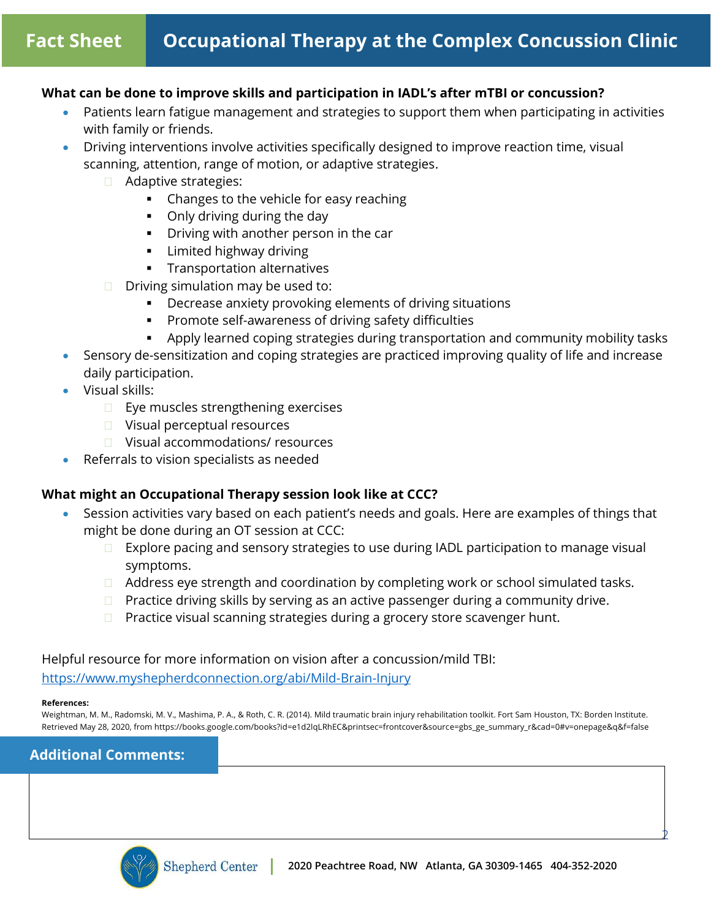# Fact Sheet — Occupational Therapy at the Complex Concussion Clinic

**What can be done to improve skills and participation in IADL's after mTBI or concussion?**

- Patients learn fatigue management and strategies to support them when participating in activities with family or friends.
- Driving interventions involve activities specifically designed to improve reaction time, visual scanning, attention, range of motion, or adaptive strategies.
  - Adaptive strategies:
    - Changes to the vehicle for easy reaching
    - Only driving during the day
    - Driving with another person in the car
    - Limited highway driving
    - Transportation alternatives
  - Driving simulation may be used to:
    - Decrease anxiety provoking elements of driving situations
    - Promote self-awareness of driving safety difficulties
    - Apply learned coping strategies during transportation and community mobility tasks
- Sensory de-sensitization and coping strategies are practiced improving quality of life and increase daily participation.
- Visual skills:
  - Eye muscles strengthening exercises
  - Visual perceptual resources
  - Visual accommodations/ resources
- Referrals to vision specialists as needed

**What might an Occupational Therapy session look like at CCC?**

- Session activities vary based on each patient's needs and goals. Here are examples of things that might be done during an OT session at CCC:
  - Explore pacing and sensory strategies to use during IADL participation to manage visual symptoms.
  - Address eye strength and coordination by completing work or school simulated tasks.
  - Practice driving skills by serving as an active passenger during a community drive.
  - Practice visual scanning strategies during a grocery store scavenger hunt.

Helpful resource for more information on vision after a concussion/mild TBI:
https://www.myshepherdconnection.org/abi/Mild-Brain-Injury

**References:**

Weightman, M. M., Radomski, M. V., Mashima, P. A., & Roth, C. R. (2014). Mild traumatic brain injury rehabilitation toolkit. Fort Sam Houston, TX: Borden Institute. Retrieved May 28, 2020, from https://books.google.com/books?id=e1d2lqLRhEC&printsec=frontcover&source=gbs_ge_summary_r&cad=0#v=onepage&q&f=false

**Additional Comments:**

Shepherd Center | 2020 Peachtree Road, NW Atlanta, GA 30309-1465 404-352-2020